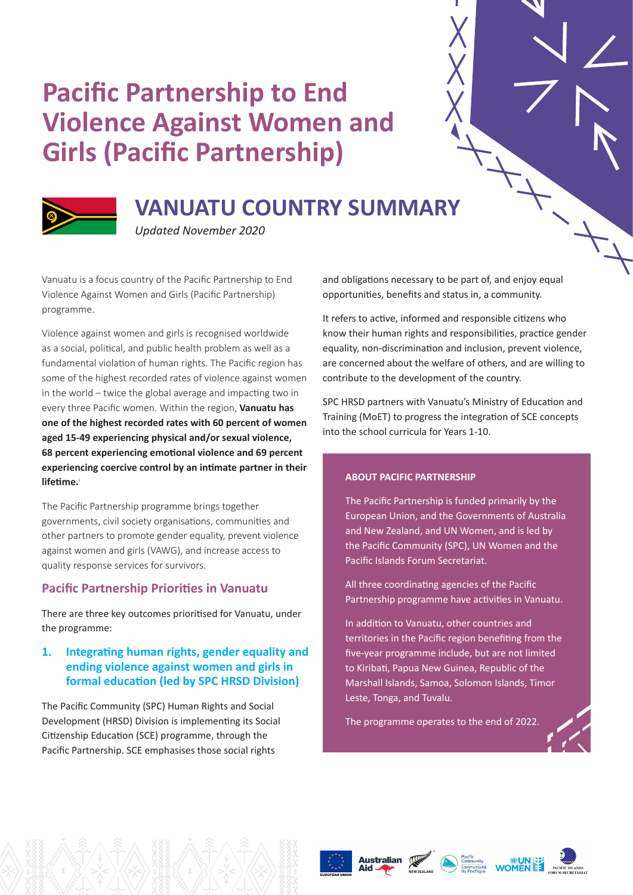# Pacific Partnership to End Violence Against Women and Girls (Pacific Partnership)

## VANUATU COUNTRY SUMMARY

*Updated November 2020*

Vanuatu is a focus country of the Pacific Partnership to End Violence Against Women and Girls (Pacific Partnership) programme.

Violence against women and girls is recognised worldwide as a social, political, and public health problem as well as a fundamental violation of human rights. The Pacific region has some of the highest recorded rates of violence against women in the world – twice the global average and impacting two in every three Pacific women. Within the region, **Vanuatu has one of the highest recorded rates with 60 percent of women aged 15-49 experiencing physical and/or sexual violence, 68 percent experiencing emotional violence and 69 percent experiencing coercive control by an intimate partner in their lifetime.**[i]

The Pacific Partnership programme brings together governments, civil society organisations, communities and other partners to promote gender equality, prevent violence against women and girls (VAWG), and increase access to quality response services for survivors.

### Pacific Partnership Priorities in Vanuatu

There are three key outcomes prioritised for Vanuatu, under the programme:

#### 1. Integrating human rights, gender equality and ending violence against women and girls in formal education (led by SPC HRSD Division)

The Pacific Community (SPC) Human Rights and Social Development (HRSD) Division is implementing its Social Citizenship Education (SCE) programme, through the Pacific Partnership. SCE emphasises those social rights and obligations necessary to be part of, and enjoy equal opportunities, benefits and status in, a community.

It refers to active, informed and responsible citizens who know their human rights and responsibilities, practice gender equality, non-discrimination and inclusion, prevent violence, are concerned about the welfare of others, and are willing to contribute to the development of the country.

SPC HRSD partners with Vanuatu's Ministry of Education and Training (MoET) to progress the integration of SCE concepts into the school curricula for Years 1-10.

**ABOUT PACIFIC PARTNERSHIP**

The Pacific Partnership is funded primarily by the European Union, and the Governments of Australia and New Zealand, and UN Women, and is led by the Pacific Community (SPC), UN Women and the Pacific Islands Forum Secretariat.

All three coordinating agencies of the Pacific Partnership programme have activities in Vanuatu.

In addition to Vanuatu, other countries and territories in the Pacific region benefiting from the five-year programme include, but are not limited to Kiribati, Papua New Guinea, Republic of the Marshall Islands, Samoa, Solomon Islands, Timor Leste, Tonga, and Tuvalu.

The programme operates to the end of 2022.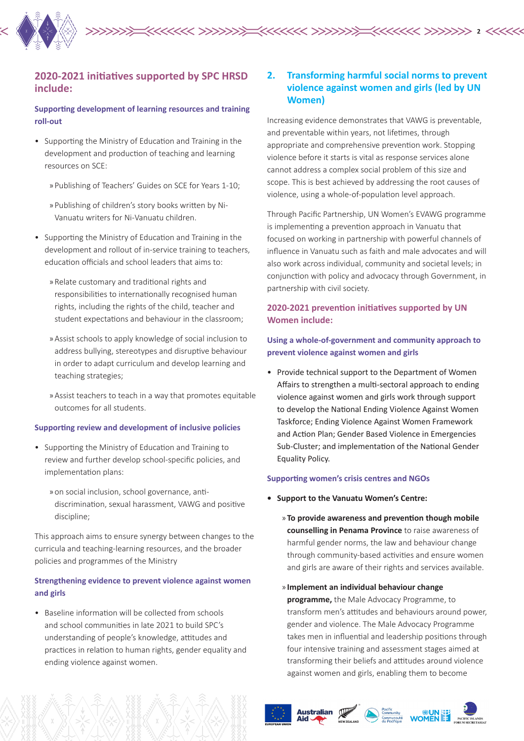## 2020-2021 initiatives supported by SPC HRSD include:

### Supporting development of learning resources and training roll-out

- Supporting the Ministry of Education and Training in the development and production of teaching and learning resources on SCE:
  - Publishing of Teachers' Guides on SCE for Years 1-10;
  - Publishing of children's story books written by Ni-Vanuatu writers for Ni-Vanuatu children.
- Supporting the Ministry of Education and Training in the development and rollout of in-service training to teachers, education officials and school leaders that aims to:
  - Relate customary and traditional rights and responsibilities to internationally recognised human rights, including the rights of the child, teacher and student expectations and behaviour in the classroom;
  - Assist schools to apply knowledge of social inclusion to address bullying, stereotypes and disruptive behaviour in order to adapt curriculum and develop learning and teaching strategies;
  - Assist teachers to teach in a way that promotes equitable outcomes for all students.

### Supporting review and development of inclusive policies

- Supporting the Ministry of Education and Training to review and further develop school-specific policies, and implementation plans:
  - on social inclusion, school governance, anti-discrimination, sexual harassment, VAWG and positive discipline;

This approach aims to ensure synergy between changes to the curricula and teaching-learning resources, and the broader policies and programmes of the Ministry

### Strengthening evidence to prevent violence against women and girls

- Baseline information will be collected from schools and school communities in late 2021 to build SPC's understanding of people's knowledge, attitudes and practices in relation to human rights, gender equality and ending violence against women.

## 2. Transforming harmful social norms to prevent violence against women and girls (led by UN Women)

Increasing evidence demonstrates that VAWG is preventable, and preventable within years, not lifetimes, through appropriate and comprehensive prevention work. Stopping violence before it starts is vital as response services alone cannot address a complex social problem of this size and scope. This is best achieved by addressing the root causes of violence, using a whole-of-population level approach.

Through Pacific Partnership, UN Women's EVAWG programme is implementing a prevention approach in Vanuatu that focused on working in partnership with powerful channels of influence in Vanuatu such as faith and male advocates and will also work across individual, community and societal levels; in conjunction with policy and advocacy through Government, in partnership with civil society.

## 2020-2021 prevention initiatives supported by UN Women include:

### Using a whole-of-government and community approach to prevent violence against women and girls

- Provide technical support to the Department of Women Affairs to strengthen a multi-sectoral approach to ending violence against women and girls work through support to develop the National Ending Violence Against Women Taskforce; Ending Violence Against Women Framework and Action Plan; Gender Based Violence in Emergencies Sub-Cluster; and implementation of the National Gender Equality Policy.

### Supporting women's crisis centres and NGOs

- **Support to the Vanuatu Women's Centre:**
  - **To provide awareness and prevention though mobile counselling in Penama Province** to raise awareness of harmful gender norms, the law and behaviour change through community-based activities and ensure women and girls are aware of their rights and services available.
  - **Implement an individual behaviour change programme,** the Male Advocacy Programme, to transform men's attitudes and behaviours around power, gender and violence. The Male Advocacy Programme takes men in influential and leadership positions through four intensive training and assessment stages aimed at transforming their beliefs and attitudes around violence against women and girls, enabling them to become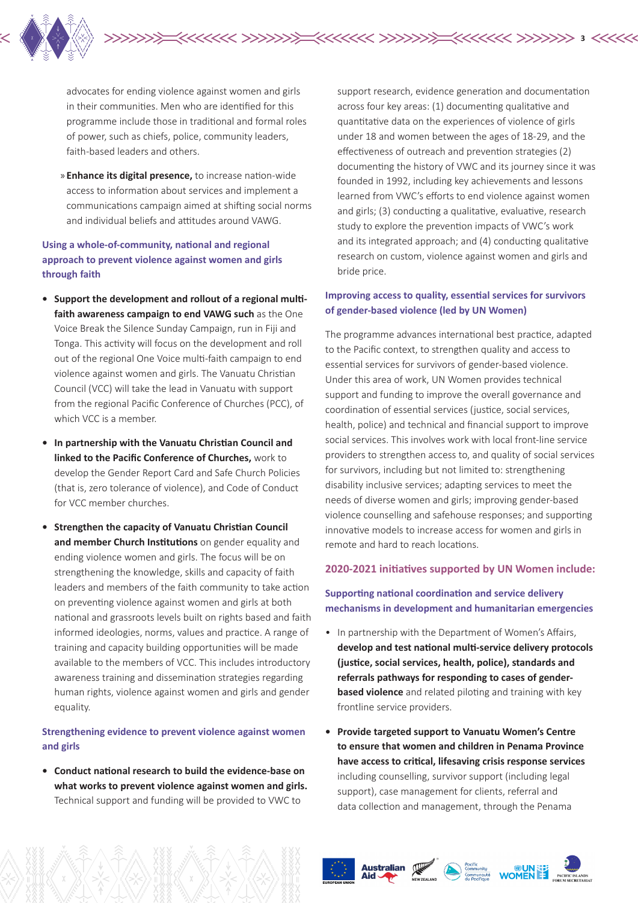advocates for ending violence against women and girls in their communities. Men who are identified for this programme include those in traditional and formal roles of power, such as chiefs, police, community leaders, faith-based leaders and others.

» **Enhance its digital presence,** to increase nation-wide access to information about services and implement a communications campaign aimed at shifting social norms and individual beliefs and attitudes around VAWG.

### Using a whole-of-community, national and regional approach to prevent violence against women and girls through faith

- **Support the development and rollout of a regional multi-faith awareness campaign to end VAWG such** as the One Voice Break the Silence Sunday Campaign, run in Fiji and Tonga. This activity will focus on the development and roll out of the regional One Voice multi-faith campaign to end violence against women and girls. The Vanuatu Christian Council (VCC) will take the lead in Vanuatu with support from the regional Pacific Conference of Churches (PCC), of which VCC is a member.
- **In partnership with the Vanuatu Christian Council and linked to the Pacific Conference of Churches,** work to develop the Gender Report Card and Safe Church Policies (that is, zero tolerance of violence), and Code of Conduct for VCC member churches.
- **Strengthen the capacity of Vanuatu Christian Council and member Church Institutions** on gender equality and ending violence women and girls. The focus will be on strengthening the knowledge, skills and capacity of faith leaders and members of the faith community to take action on preventing violence against women and girls at both national and grassroots levels built on rights based and faith informed ideologies, norms, values and practice. A range of training and capacity building opportunities will be made available to the members of VCC. This includes introductory awareness training and dissemination strategies regarding human rights, violence against women and girls and gender equality.

### Strengthening evidence to prevent violence against women and girls

- **Conduct national research to build the evidence-base on what works to prevent violence against women and girls.** Technical support and funding will be provided to VWC to support research, evidence generation and documentation across four key areas: (1) documenting qualitative and quantitative data on the experiences of violence of girls under 18 and women between the ages of 18-29, and the effectiveness of outreach and prevention strategies (2) documenting the history of VWC and its journey since it was founded in 1992, including key achievements and lessons learned from VWC's efforts to end violence against women and girls; (3) conducting a qualitative, evaluative, research study to explore the prevention impacts of VWC's work and its integrated approach; and (4) conducting qualitative research on custom, violence against women and girls and bride price.

### Improving access to quality, essential services for survivors of gender-based violence (led by UN Women)

The programme advances international best practice, adapted to the Pacific context, to strengthen quality and access to essential services for survivors of gender-based violence. Under this area of work, UN Women provides technical support and funding to improve the overall governance and coordination of essential services (justice, social services, health, police) and technical and financial support to improve social services. This involves work with local front-line service providers to strengthen access to, and quality of social services for survivors, including but not limited to: strengthening disability inclusive services; adapting services to meet the needs of diverse women and girls; improving gender-based violence counselling and safehouse responses; and supporting innovative models to increase access for women and girls in remote and hard to reach locations.

## 2020-2021 initiatives supported by UN Women include:

### Supporting national coordination and service delivery mechanisms in development and humanitarian emergencies

- In partnership with the Department of Women's Affairs, **develop and test national multi-service delivery protocols (justice, social services, health, police), standards and referrals pathways for responding to cases of gender-based violence** and related piloting and training with key frontline service providers.
- **Provide targeted support to Vanuatu Women's Centre to ensure that women and children in Penama Province have access to critical, lifesaving crisis response services** including counselling, survivor support (including legal support), case management for clients, referral and data collection and management, through the Penama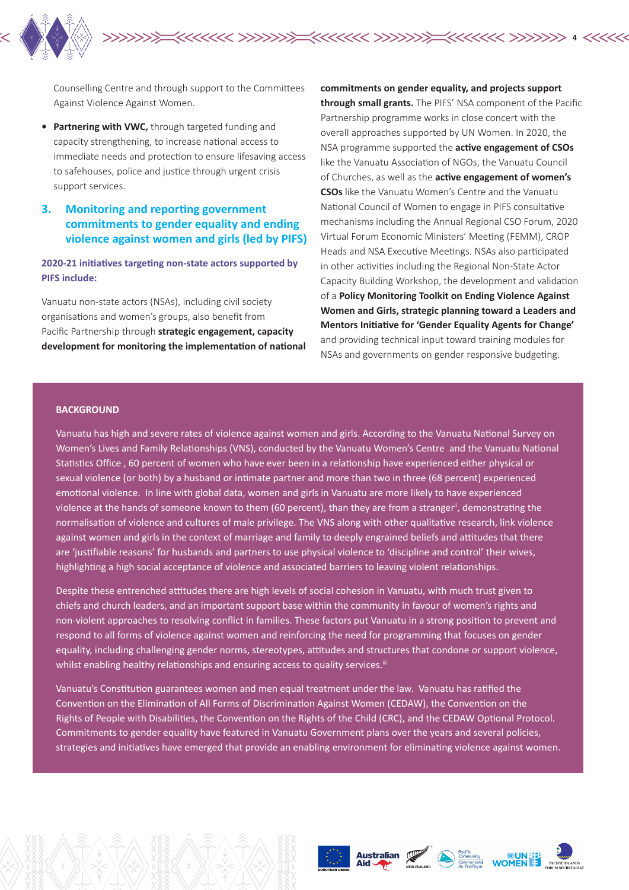Counselling Centre and through support to the Committees Against Violence Against Women.

- **Partnering with VWC,** through targeted funding and capacity strengthening, to increase national access to immediate needs and protection to ensure lifesaving access to safehouses, police and justice through urgent crisis support services.

## 3. Monitoring and reporting government commitments to gender equality and ending violence against women and girls (led by PIFS)

### 2020-21 initiatives targeting non-state actors supported by PIFS include:

Vanuatu non-state actors (NSAs), including civil society organisations and women's groups, also benefit from Pacific Partnership through **strategic engagement, capacity development for monitoring the implementation of national commitments on gender equality, and projects support through small grants.** The PIFS' NSA component of the Pacific Partnership programme works in close concert with the overall approaches supported by UN Women. In 2020, the NSA programme supported the **active engagement of CSOs** like the Vanuatu Association of NGOs, the Vanuatu Council of Churches, as well as the **active engagement of women's CSOs** like the Vanuatu Women's Centre and the Vanuatu National Council of Women to engage in PIFS consultative mechanisms including the Annual Regional CSO Forum, 2020 Virtual Forum Economic Ministers' Meeting (FEMM), CROP Heads and NSA Executive Meetings. NSAs also participated in other activities including the Regional Non-State Actor Capacity Building Workshop, the development and validation of a **Policy Monitoring Toolkit on Ending Violence Against Women and Girls, strategic planning toward a Leaders and Mentors Initiative for 'Gender Equality Agents for Change'** and providing technical input toward training modules for NSAs and governments on gender responsive budgeting.

**BACKGROUND**

Vanuatu has high and severe rates of violence against women and girls. According to the Vanuatu National Survey on Women's Lives and Family Relationships (VNS), conducted by the Vanuatu Women's Centre and the Vanuatu National Statistics Office , 60 percent of women who have ever been in a relationship have experienced either physical or sexual violence (or both) by a husband or intimate partner and more than two in three (68 percent) experienced emotional violence. In line with global data, women and girls in Vanuatu are more likely to have experienced violence at the hands of someone known to them (60 percent), than they are from a stranger[ii], demonstrating the normalisation of violence and cultures of male privilege. The VNS along with other qualitative research, link violence against women and girls in the context of marriage and family to deeply engrained beliefs and attitudes that there are 'justifiable reasons' for husbands and partners to use physical violence to 'discipline and control' their wives, highlighting a high social acceptance of violence and associated barriers to leaving violent relationships.

Despite these entrenched attitudes there are high levels of social cohesion in Vanuatu, with much trust given to chiefs and church leaders, and an important support base within the community in favour of women's rights and non-violent approaches to resolving conflict in families. These factors put Vanuatu in a strong position to prevent and respond to all forms of violence against women and reinforcing the need for programming that focuses on gender equality, including challenging gender norms, stereotypes, attitudes and structures that condone or support violence, whilst enabling healthy relationships and ensuring access to quality services.[iii]

Vanuatu's Constitution guarantees women and men equal treatment under the law. Vanuatu has ratified the Convention on the Elimination of All Forms of Discrimination Against Women (CEDAW), the Convention on the Rights of People with Disabilities, the Convention on the Rights of the Child (CRC), and the CEDAW Optional Protocol. Commitments to gender equality have featured in Vanuatu Government plans over the years and several policies, strategies and initiatives have emerged that provide an enabling environment for eliminating violence against women.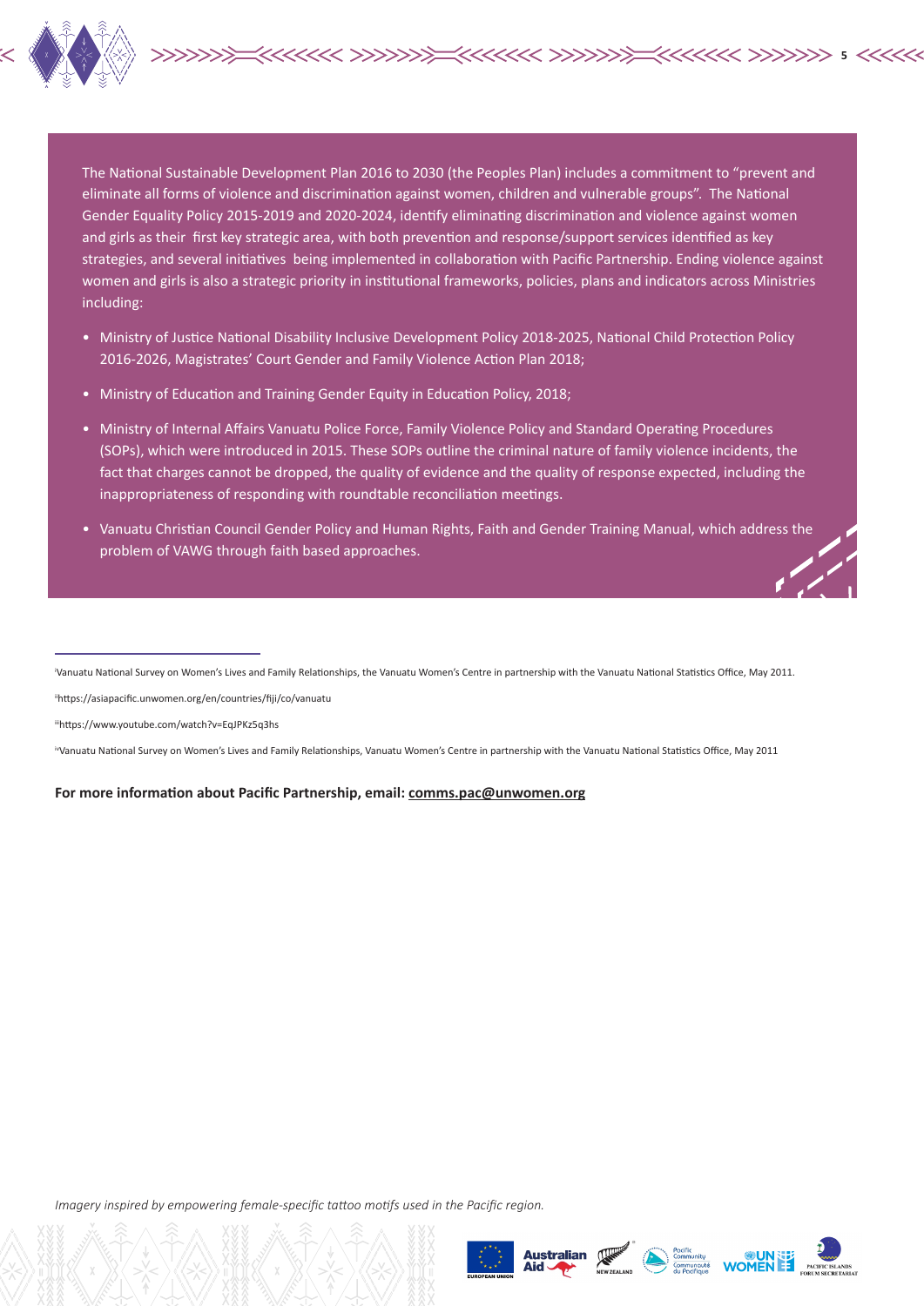The National Sustainable Development Plan 2016 to 2030 (the Peoples Plan) includes a commitment to "prevent and eliminate all forms of violence and discrimination against women, children and vulnerable groups". The National Gender Equality Policy 2015-2019 and 2020-2024, identify eliminating discrimination and violence against women and girls as their first key strategic area, with both prevention and response/support services identified as key strategies, and several initiatives being implemented in collaboration with Pacific Partnership. Ending violence against women and girls is also a strategic priority in institutional frameworks, policies, plans and indicators across Ministries including:

- Ministry of Justice National Disability Inclusive Development Policy 2018-2025, National Child Protection Policy 2016-2026, Magistrates' Court Gender and Family Violence Action Plan 2018;
- Ministry of Education and Training Gender Equity in Education Policy, 2018;
- Ministry of Internal Affairs Vanuatu Police Force, Family Violence Policy and Standard Operating Procedures (SOPs), which were introduced in 2015. These SOPs outline the criminal nature of family violence incidents, the fact that charges cannot be dropped, the quality of evidence and the quality of response expected, including the inappropriateness of responding with roundtable reconciliation meetings.
- Vanuatu Christian Council Gender Policy and Human Rights, Faith and Gender Training Manual, which address the problem of VAWG through faith based approaches.

---

[i] Vanuatu National Survey on Women's Lives and Family Relationships, the Vanuatu Women's Centre in partnership with the Vanuatu National Statistics Office, May 2011.

[ii] https://asiapacific.unwomen.org/en/countries/fiji/co/vanuatu

[iii] https://www.youtube.com/watch?v=EqJPKz5q3hs

[iv] Vanuatu National Survey on Women's Lives and Family Relationships, Vanuatu Women's Centre in partnership with the Vanuatu National Statistics Office, May 2011

**For more information about Pacific Partnership, email: comms.pac@unwomen.org**

*Imagery inspired by empowering female-specific tattoo motifs used in the Pacific region.*